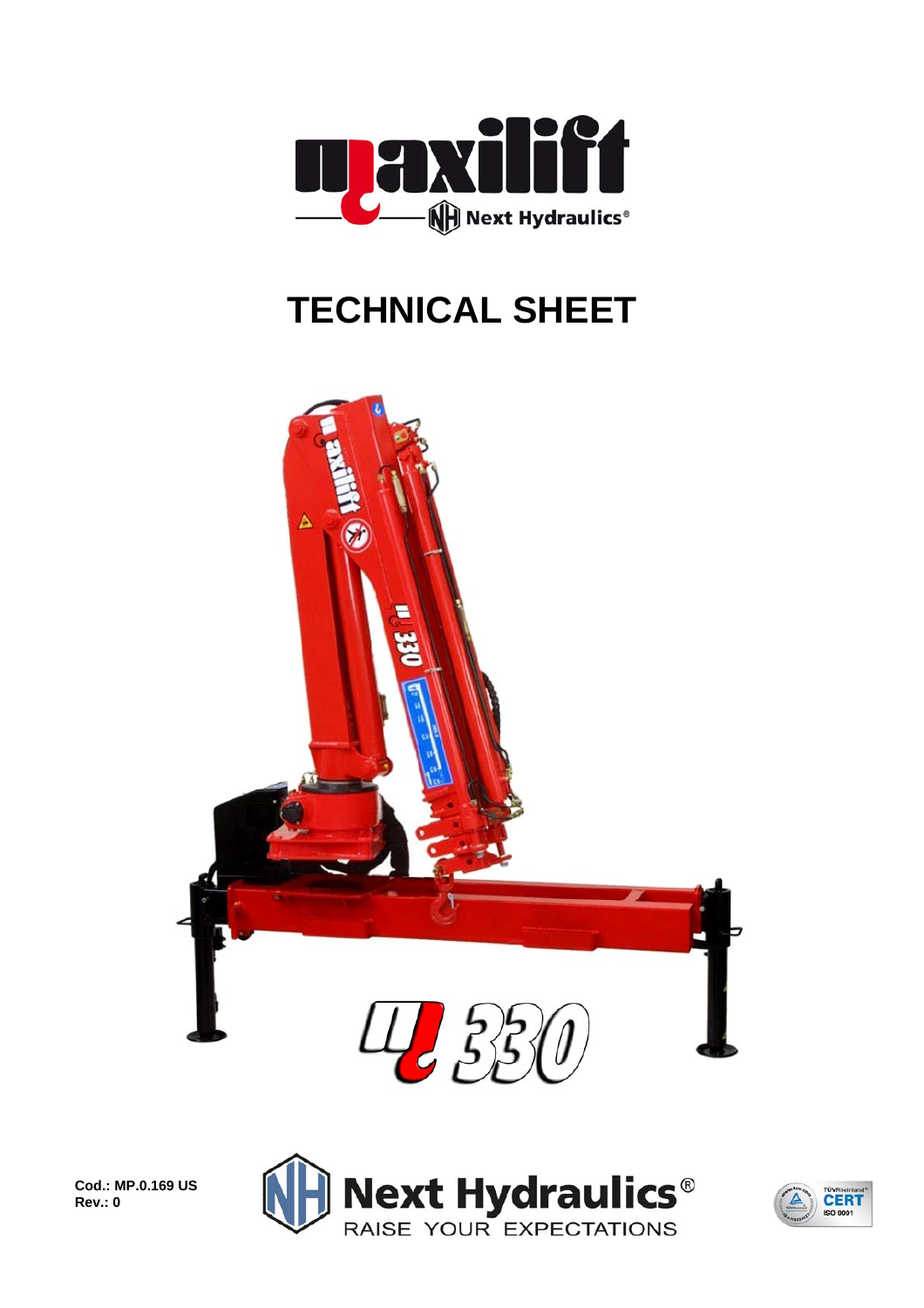# TECHNICAL SHEET

Cod.: MP.0.169 US
Rev.: 0

Next Hydraulics®
RAISE YOUR EXPECTATIONS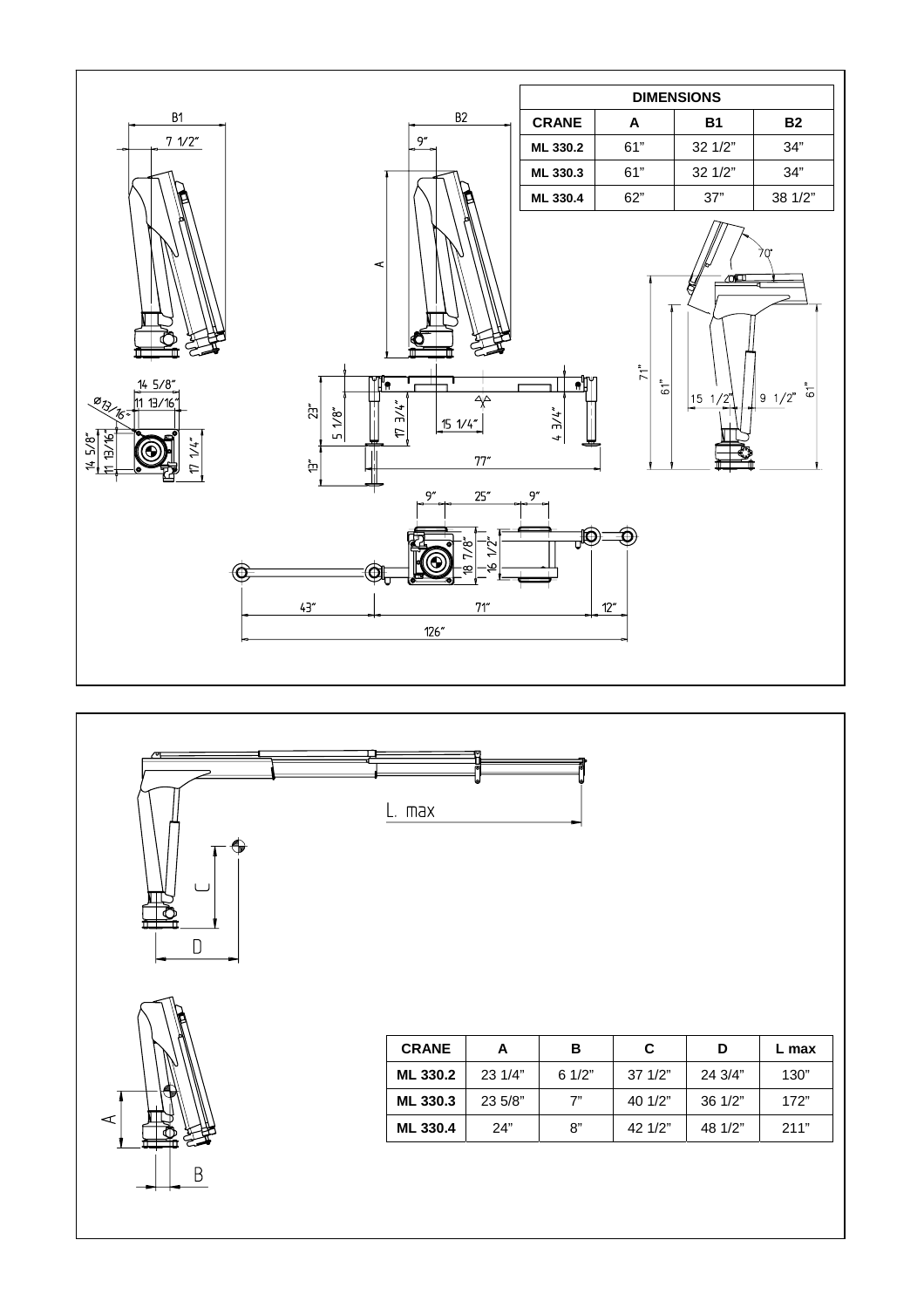| DIMENSIONS | | | |
|---|---|---|---|
| CRANE | A | B1 | B2 |
| ML 330.2 | 61” | 32 1/2” | 34” |
| ML 330.3 | 61” | 32 1/2” | 34” |
| ML 330.4 | 62” | 37” | 38 1/2” |

| CRANE | A | B | C | D | L max |
|---|---|---|---|---|---|
| ML 330.2 | 23 1/4” | 6 1/2” | 37 1/2” | 24 3/4” | 130” |
| ML 330.3 | 23 5/8” | 7” | 40 1/2” | 36 1/2” | 172” |
| ML 330.4 | 24” | 8” | 42 1/2” | 48 1/2” | 211” |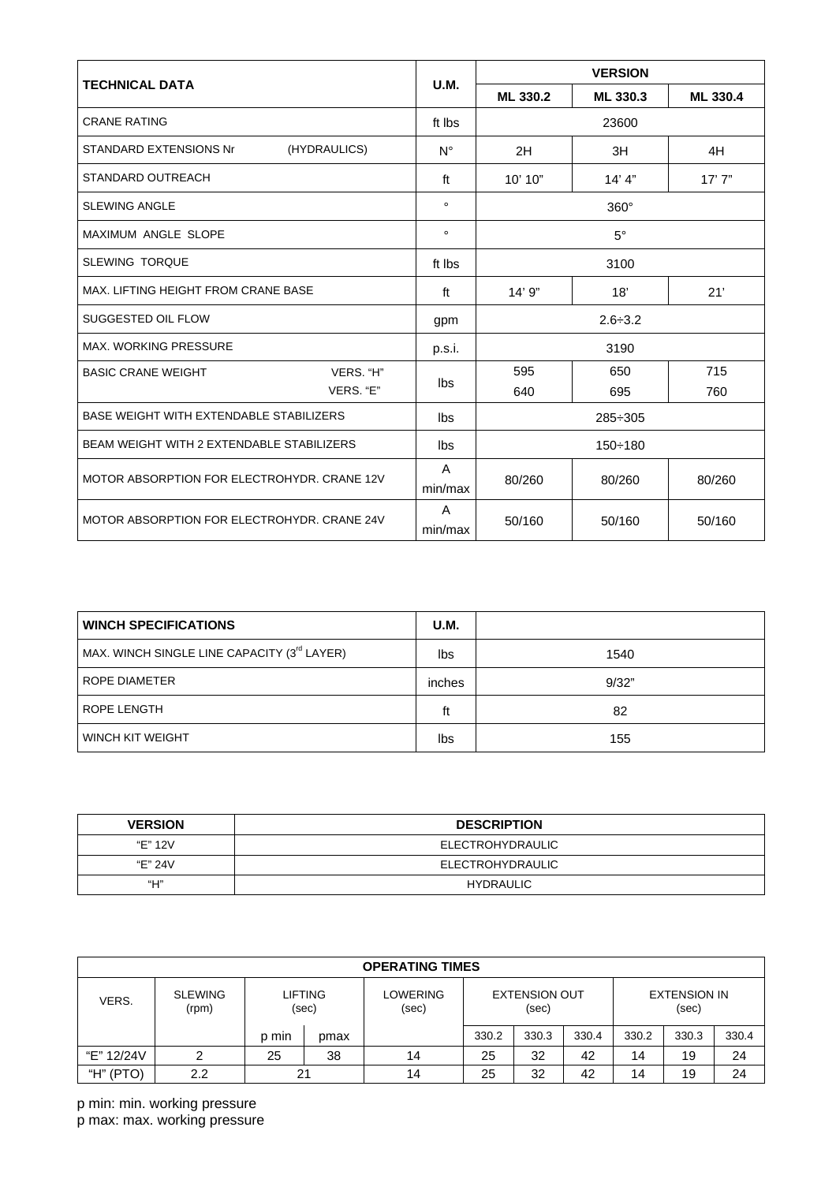| TECHNICAL DATA | | U.M. | VERSION | | |
|---|---|---|---|---|---|
| | | | ML 330.2 | ML 330.3 | ML 330.4 |
| CRANE RATING | | ft lbs | 23600 | | |
| STANDARD EXTENSIONS Nr | (HYDRAULICS) | N° | 2H | 3H | 4H |
| STANDARD OUTREACH | | ft | 10' 10" | 14' 4" | 17' 7" |
| SLEWING ANGLE | | ° | 360° | | |
| MAXIMUM ANGLE SLOPE | | ° | 5° | | |
| SLEWING TORQUE | | ft lbs | 3100 | | |
| MAX. LIFTING HEIGHT FROM CRANE BASE | | ft | 14' 9" | 18' | 21' |
| SUGGESTED OIL FLOW | | gpm | 2.6÷3.2 | | |
| MAX. WORKING PRESSURE | | p.s.i. | 3190 | | |
| BASIC CRANE WEIGHT | VERS. "H" | lbs | 595 | 650 | 715 |
| | VERS. "E" | | 640 | 695 | 760 |
| BASE WEIGHT WITH EXTENDABLE STABILIZERS | | lbs | 285÷305 | | |
| BEAM WEIGHT WITH 2 EXTENDABLE STABILIZERS | | lbs | 150÷180 | | |
| MOTOR ABSORPTION FOR ELECTROHYDR. CRANE 12V | | A min/max | 80/260 | 80/260 | 80/260 |
| MOTOR ABSORPTION FOR ELECTROHYDR. CRANE 24V | | A min/max | 50/160 | 50/160 | 50/160 |

| WINCH SPECIFICATIONS | U.M. | |
|---|---|---|
| MAX. WINCH SINGLE LINE CAPACITY (3rd LAYER) | lbs | 1540 |
| ROPE DIAMETER | inches | 9/32" |
| ROPE LENGTH | ft | 82 |
| WINCH KIT WEIGHT | lbs | 155 |

| VERSION | DESCRIPTION |
|---|---|
| "E" 12V | ELECTROHYDRAULIC |
| "E" 24V | ELECTROHYDRAULIC |
| "H" | HYDRAULIC |

| OPERATING TIMES | | | | | | | | | | | |
|---|---|---|---|---|---|---|---|---|---|---|---|
| VERS. | SLEWING (rpm) | LIFTING (sec) | | LOWERING (sec) | EXTENSION OUT (sec) | | | EXTENSION IN (sec) | | | |
| | | p min | pmax | | 330.2 | 330.3 | 330.4 | 330.2 | 330.3 | 330.4 |
| "E" 12/24V | 2 | 25 | 38 | 14 | 25 | 32 | 42 | 14 | 19 | 24 |
| "H" (PTO) | 2.2 | 21 | | 14 | 25 | 32 | 42 | 14 | 19 | 24 |

p min: min. working pressure
p max: max. working pressure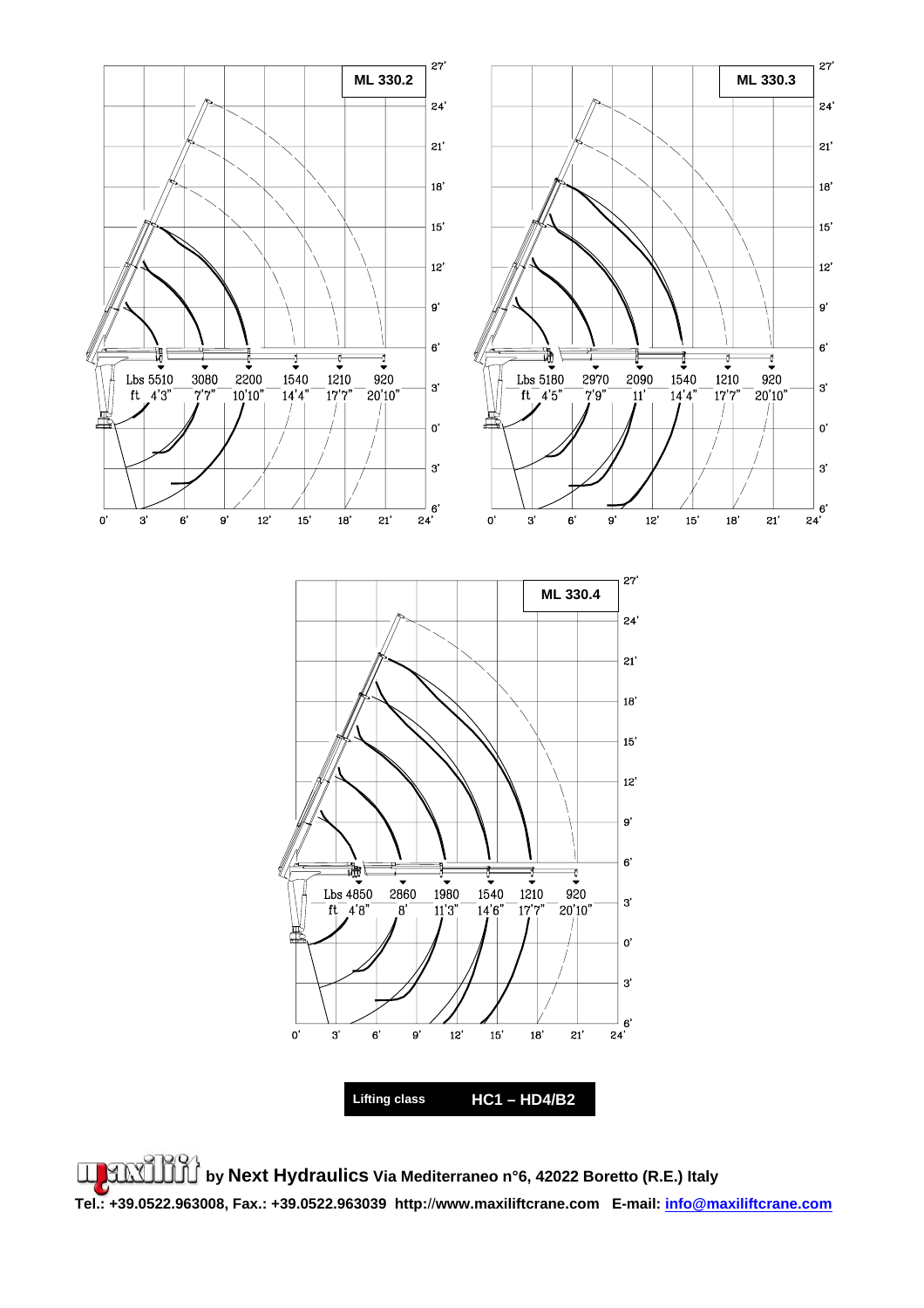ML 330.2

Lbs 5510 | 3080 | 2200 | 1540 | 1210 | 920

ft 4'3" | 7'7" | 10'10" | 14'4" | 17'7" | 20'10"

ML 330.3

Lbs 5180 | 2970 | 2090 | 1540 | 1210 | 920

ft 4'5" | 7'9" | 11' | 14'4" | 17'7" | 20'10"

ML 330.4

Lbs 4850 | 2860 | 1980 | 1540 | 1210 | 920

ft 4'8" | 8' | 11'3" | 14'6" | 17'7" | 20'10"

**Lifting class** **HC1 – HD4/B2**

**maxilift by Next Hydraulics Via Mediterraneo n°6, 42022 Boretto (R.E.) Italy**

**Tel.: +39.0522.963008, Fax.: +39.0522.963039 http://www.maxiliftcrane.com E-mail: info@maxiliftcrane.com**